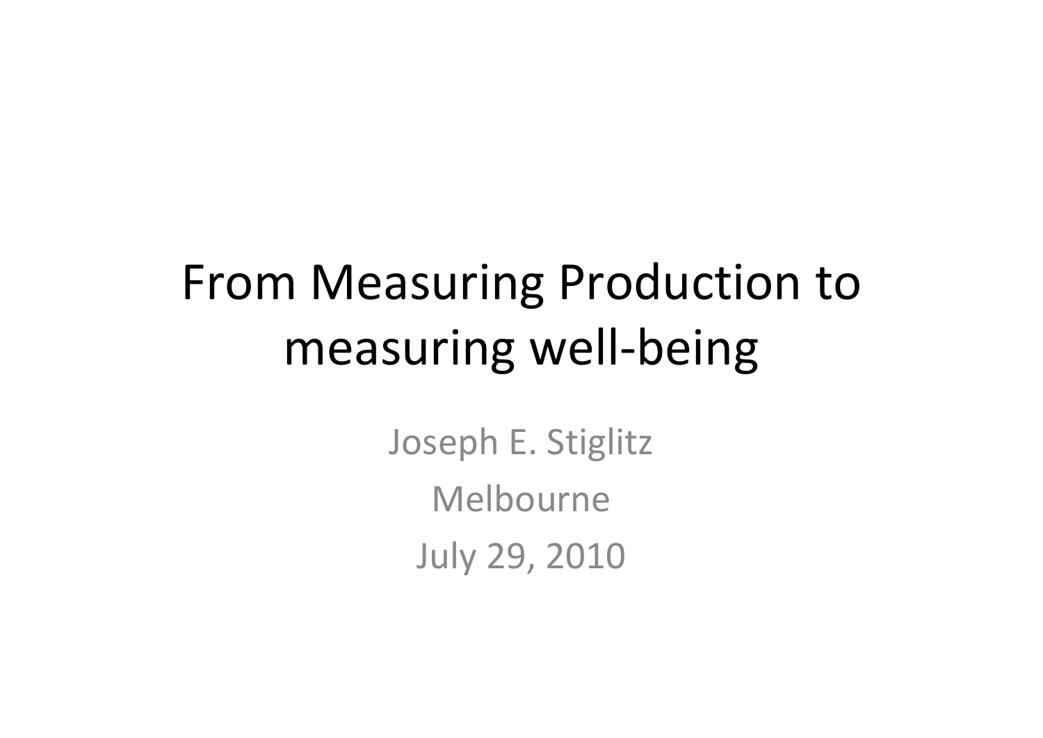# From Measuring Production to measuring well-being

Joseph E. Stiglitz

Melbourne

July 29, 2010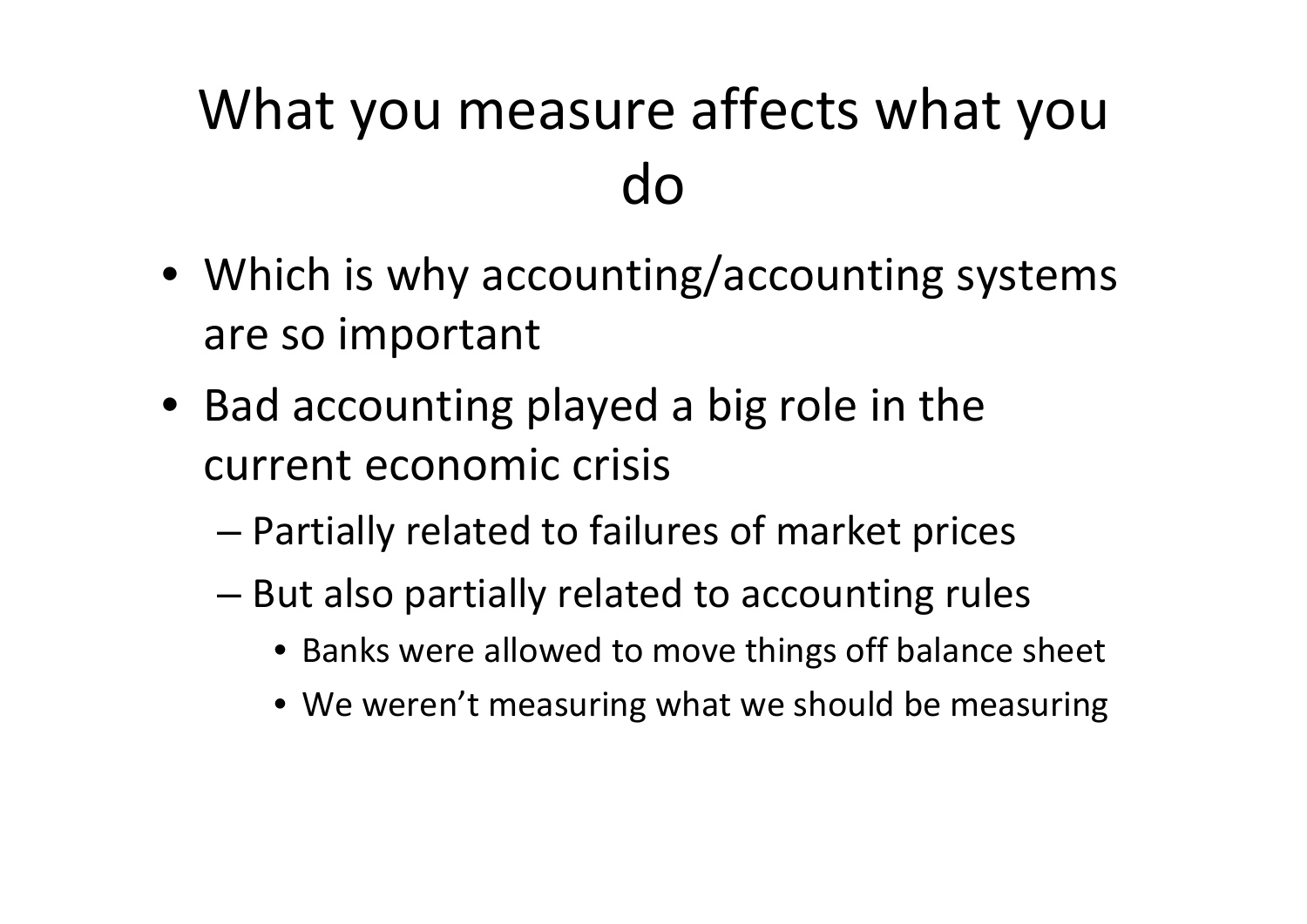# What you measure affects what you do

- Which is why accounting/accounting systems are so important
- Bad accounting played a big role in the current economic crisis
  - Partially related to failures of market prices
  - But also partially related to accounting rules
    - Banks were allowed to move things off balance sheet
    - We weren't measuring what we should be measuring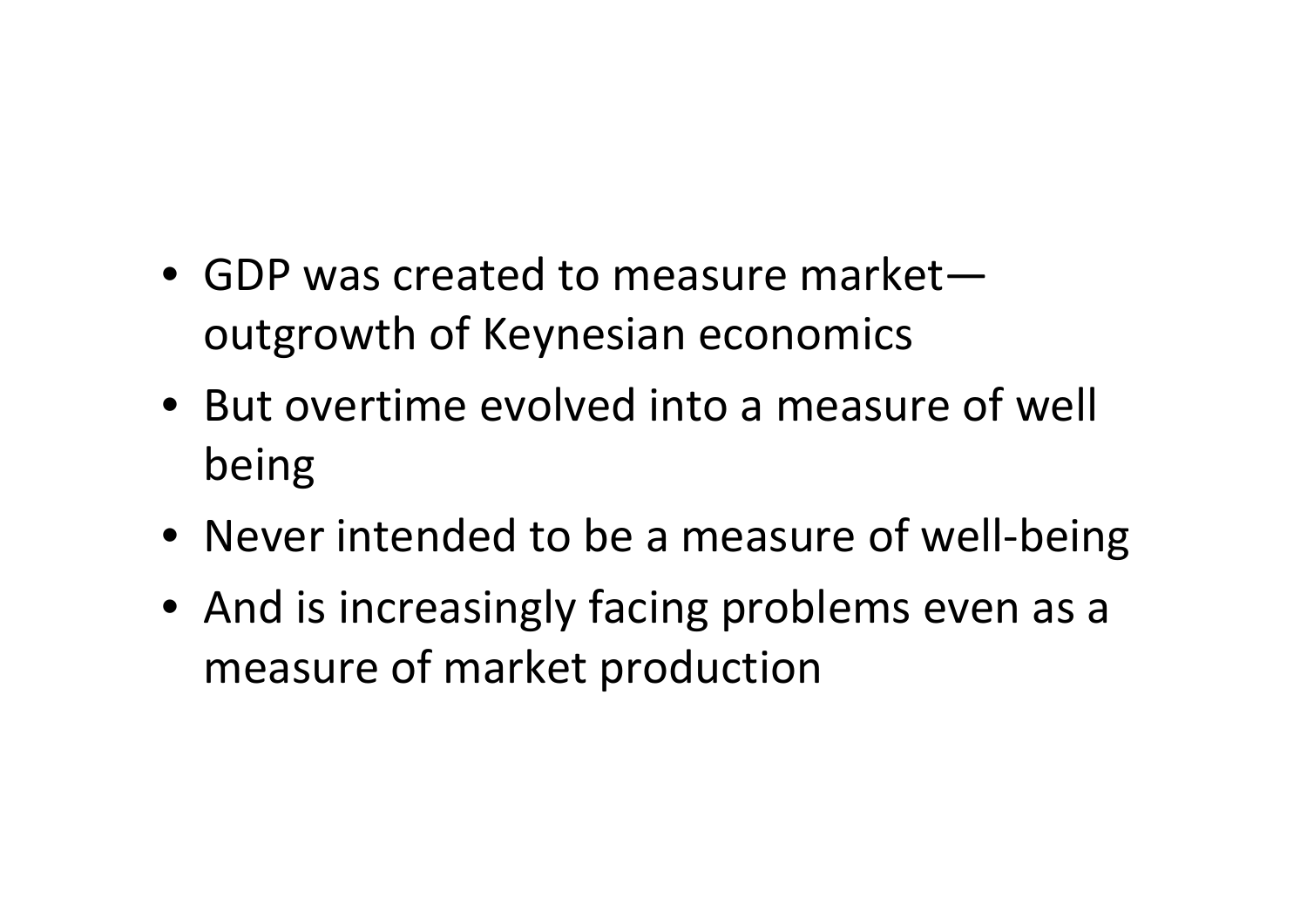- GDP was created to measure market—outgrowth of Keynesian economics
- But overtime evolved into a measure of well being
- Never intended to be a measure of well-being
- And is increasingly facing problems even as a measure of market production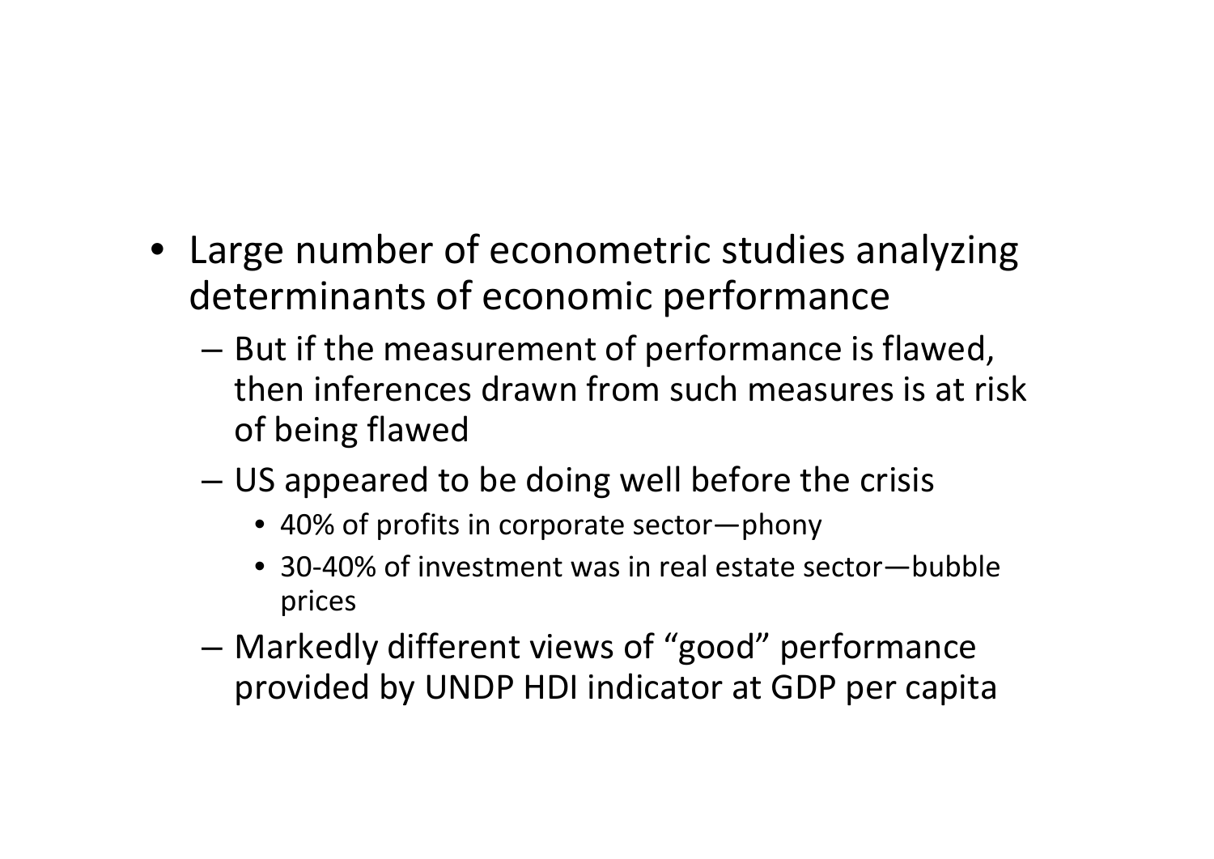- Large number of econometric studies analyzing determinants of economic performance
  - But if the measurement of performance is flawed, then inferences drawn from such measures is at risk of being flawed
  - US appeared to be doing well before the crisis
    - 40% of profits in corporate sector—phony
    - 30-40% of investment was in real estate sector—bubble prices
  - Markedly different views of "good" performance provided by UNDP HDI indicator at GDP per capita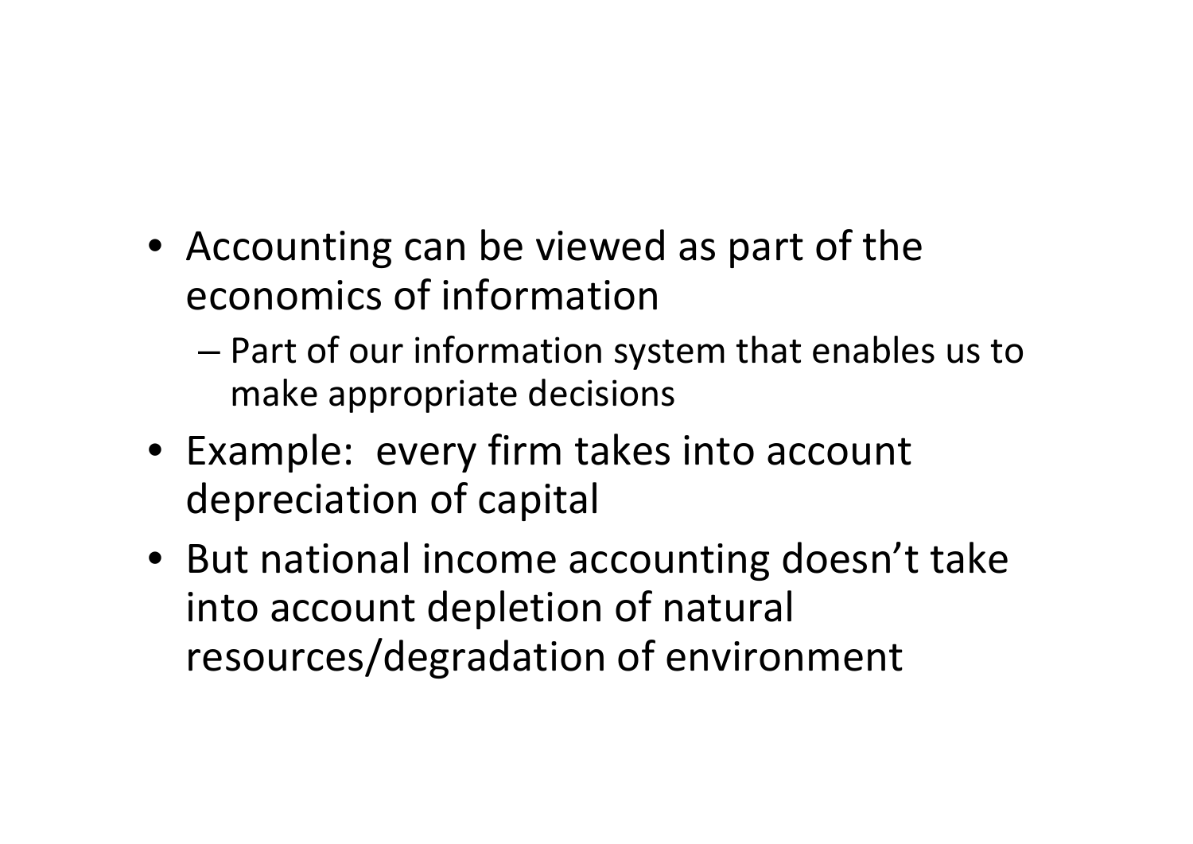- Accounting can be viewed as part of the economics of information
  - Part of our information system that enables us to make appropriate decisions
- Example: every firm takes into account depreciation of capital
- But national income accounting doesn't take into account depletion of natural resources/degradation of environment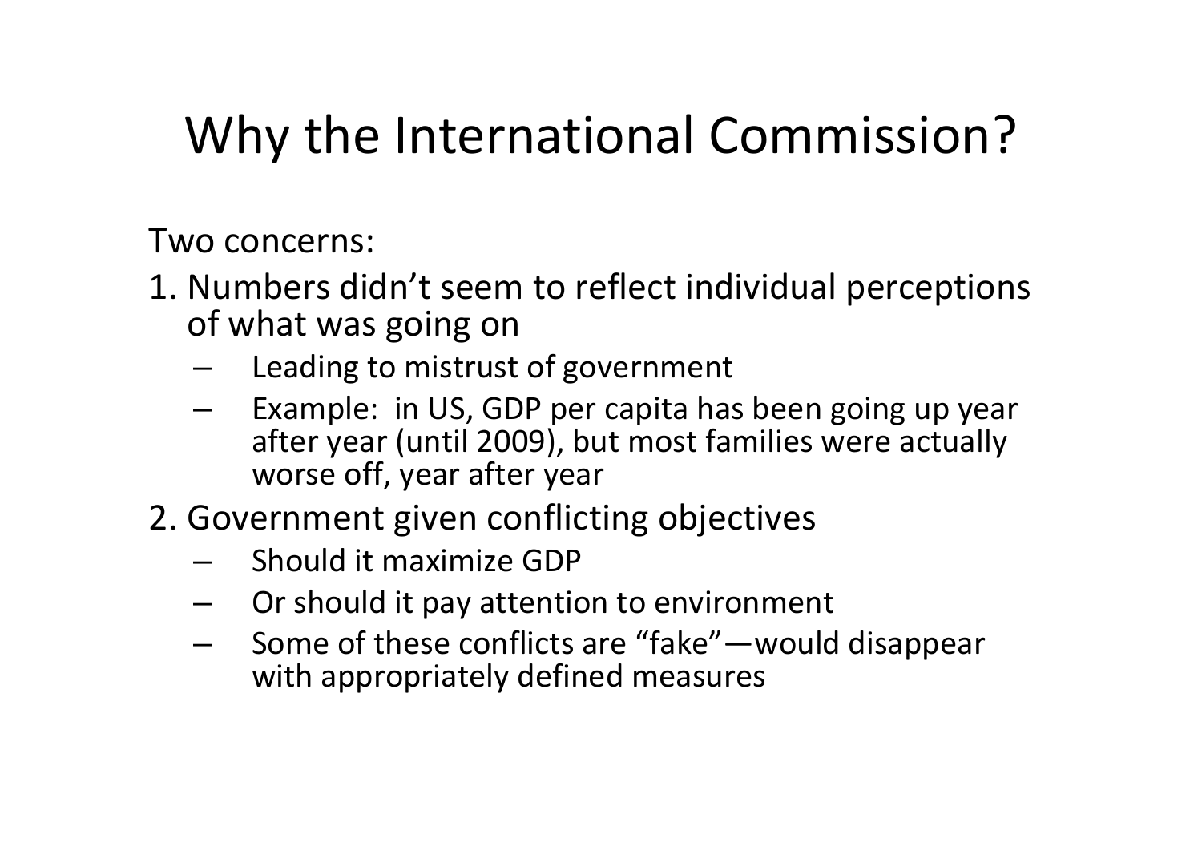# Why the International Commission?

Two concerns:

1. Numbers didn't seem to reflect individual perceptions of what was going on
   - Leading to mistrust of government
   - Example: in US, GDP per capita has been going up year after year (until 2009), but most families were actually worse off, year after year
2. Government given conflicting objectives
   - Should it maximize GDP
   - Or should it pay attention to environment
   - Some of these conflicts are "fake"—would disappear with appropriately defined measures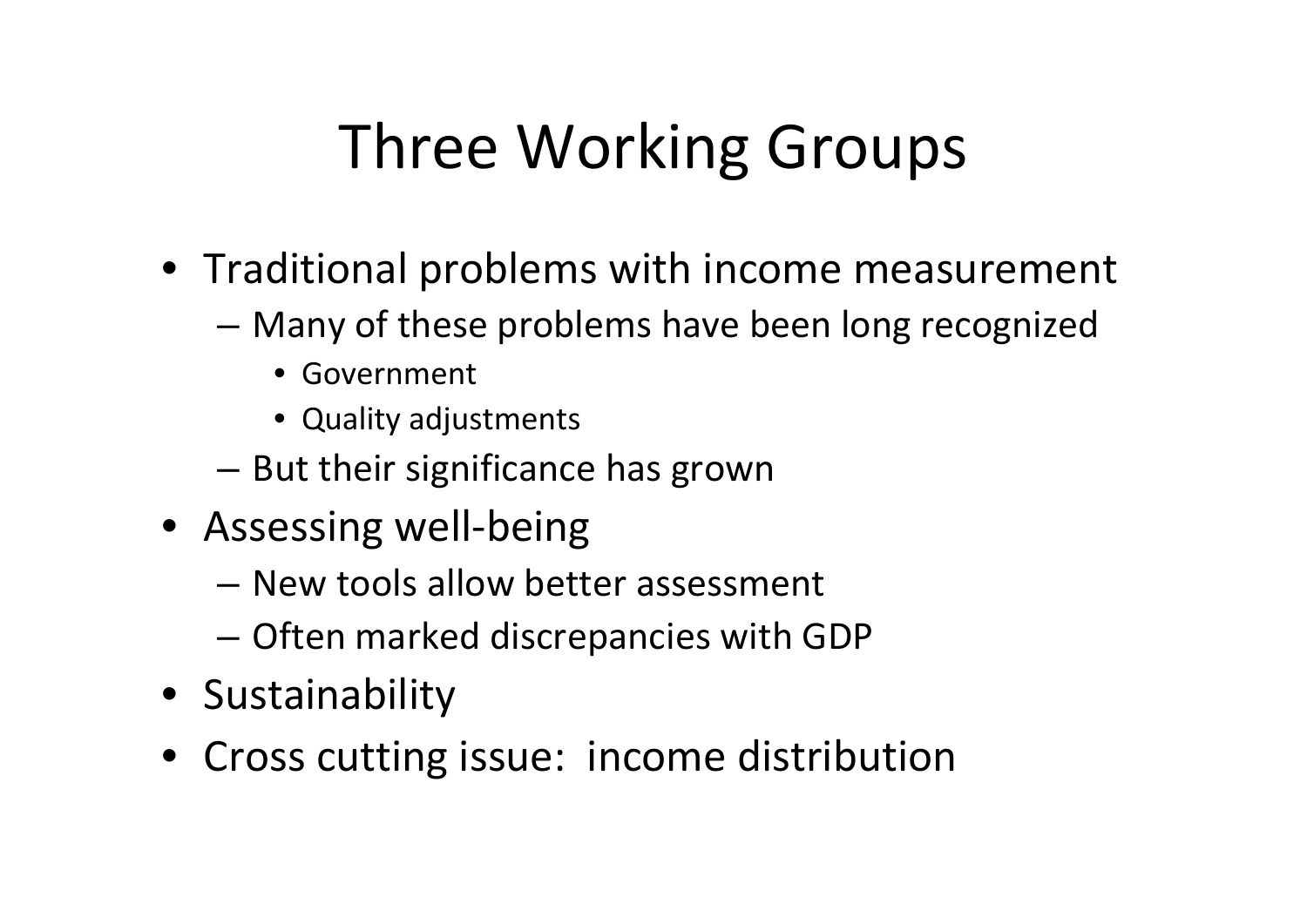# Three Working Groups

- Traditional problems with income measurement
  - Many of these problems have been long recognized
    - Government
    - Quality adjustments
  - But their significance has grown
- Assessing well-being
  - New tools allow better assessment
  - Often marked discrepancies with GDP
- Sustainability
- Cross cutting issue: income distribution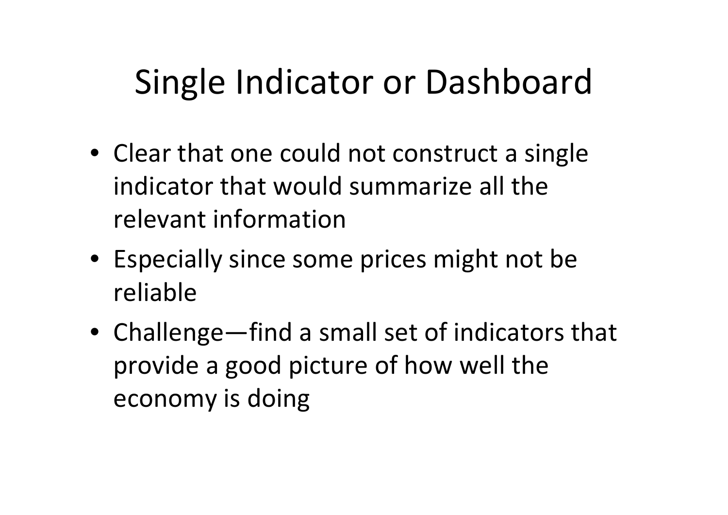# Single Indicator or Dashboard

- Clear that one could not construct a single indicator that would summarize all the relevant information
- Especially since some prices might not be reliable
- Challenge—find a small set of indicators that provide a good picture of how well the economy is doing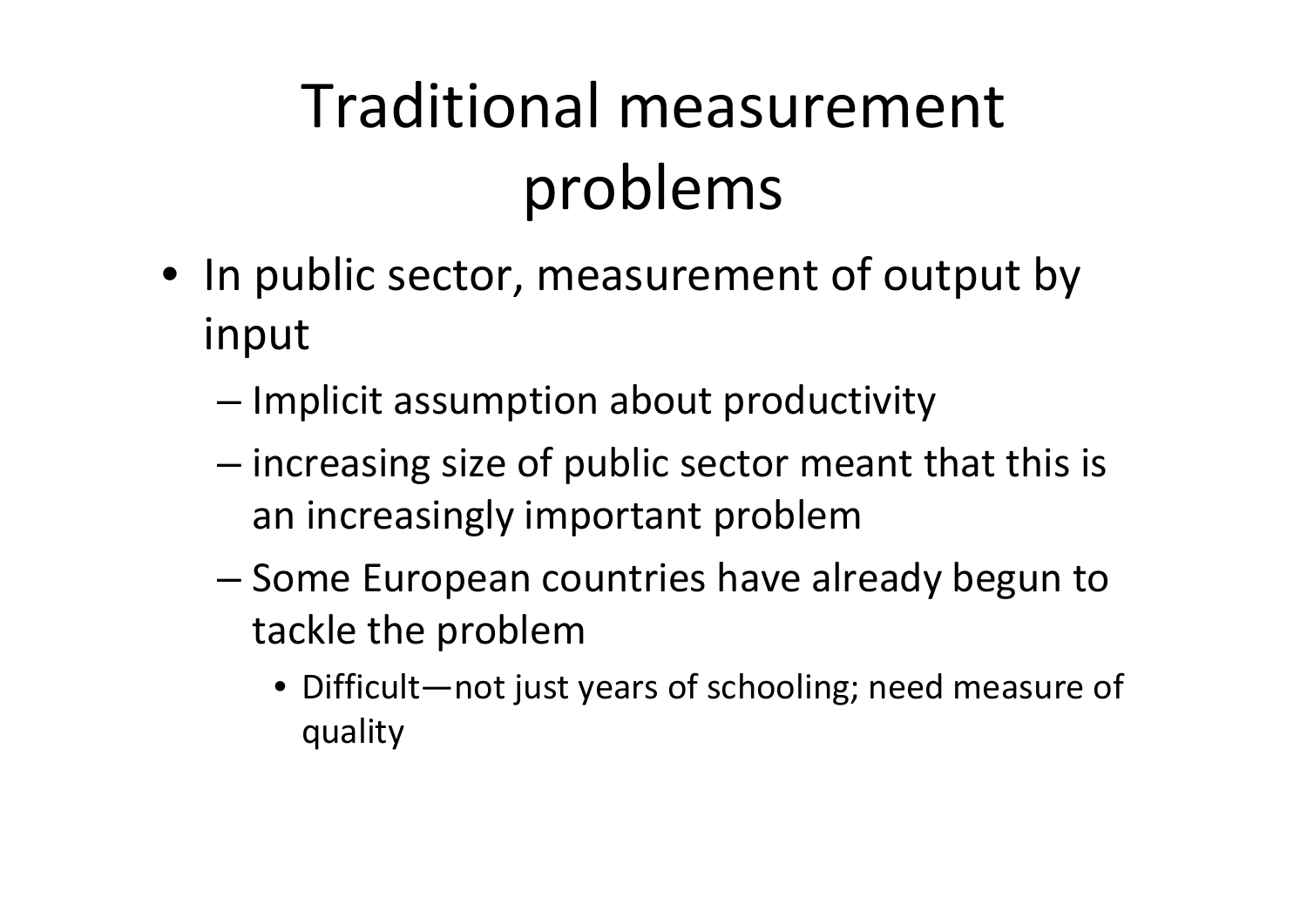# Traditional measurement problems

- In public sector, measurement of output by input
  - Implicit assumption about productivity
  - increasing size of public sector meant that this is an increasingly important problem
  - Some European countries have already begun to tackle the problem
    - Difficult—not just years of schooling; need measure of quality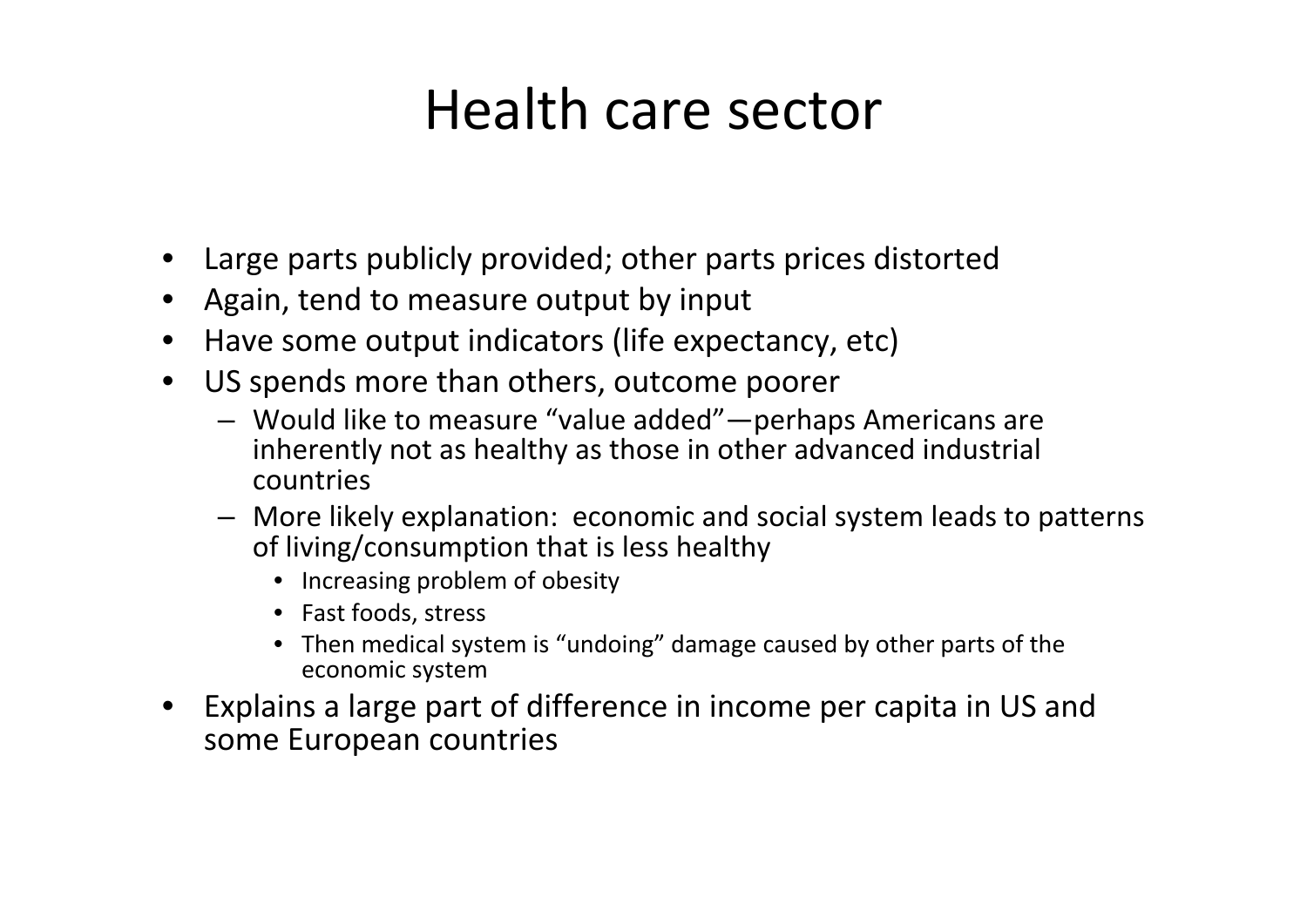# Health care sector

- Large parts publicly provided; other parts prices distorted
- Again, tend to measure output by input
- Have some output indicators (life expectancy, etc)
- US spends more than others, outcome poorer
  - Would like to measure "value added"—perhaps Americans are inherently not as healthy as those in other advanced industrial countries
  - More likely explanation: economic and social system leads to patterns of living/consumption that is less healthy
    - Increasing problem of obesity
    - Fast foods, stress
    - Then medical system is "undoing" damage caused by other parts of the economic system
- Explains a large part of difference in income per capita in US and some European countries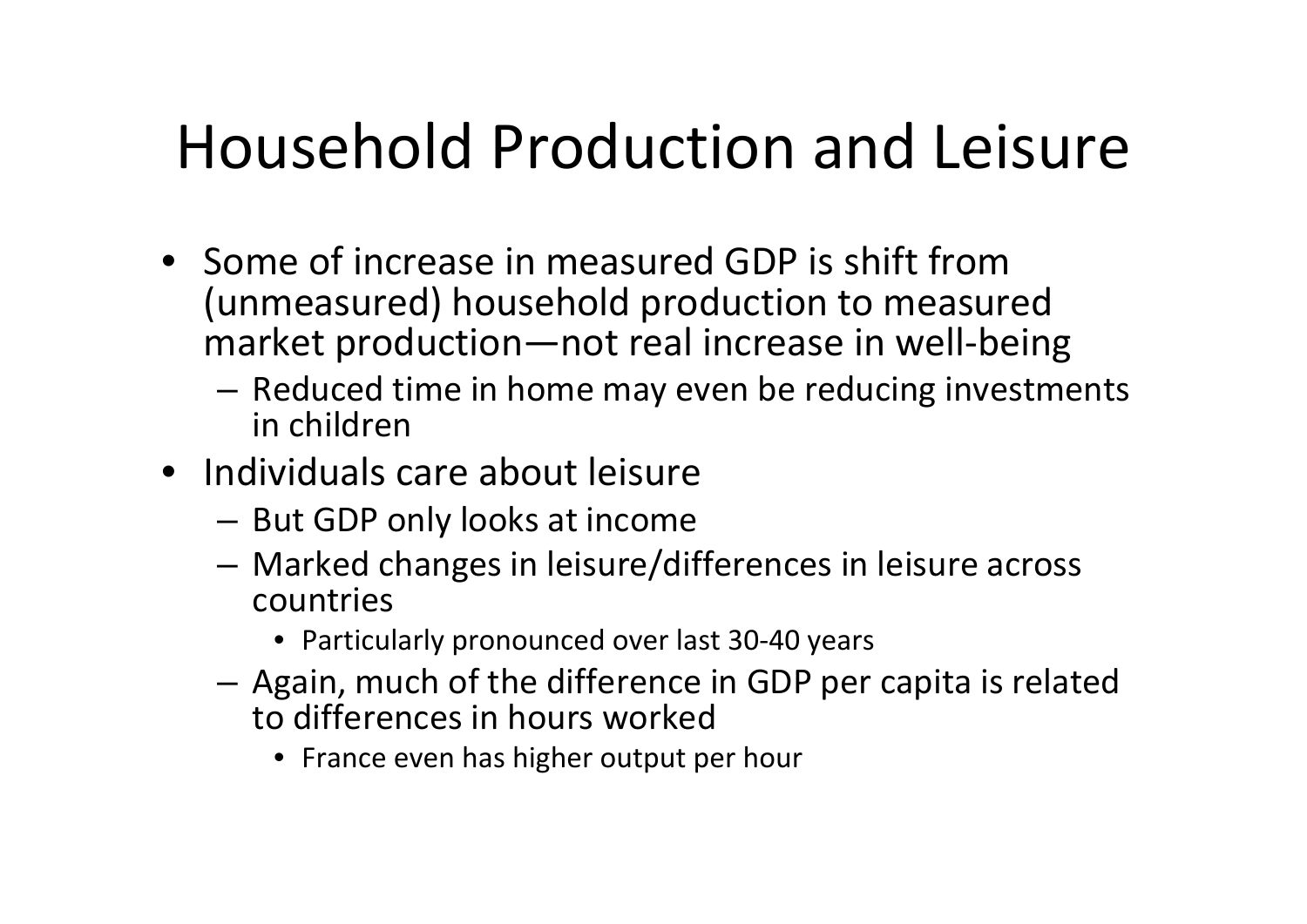# Household Production and Leisure

- Some of increase in measured GDP is shift from (unmeasured) household production to measured market production—not real increase in well-being
  - Reduced time in home may even be reducing investments in children
- Individuals care about leisure
  - But GDP only looks at income
  - Marked changes in leisure/differences in leisure across countries
    - Particularly pronounced over last 30-40 years
  - Again, much of the difference in GDP per capita is related to differences in hours worked
    - France even has higher output per hour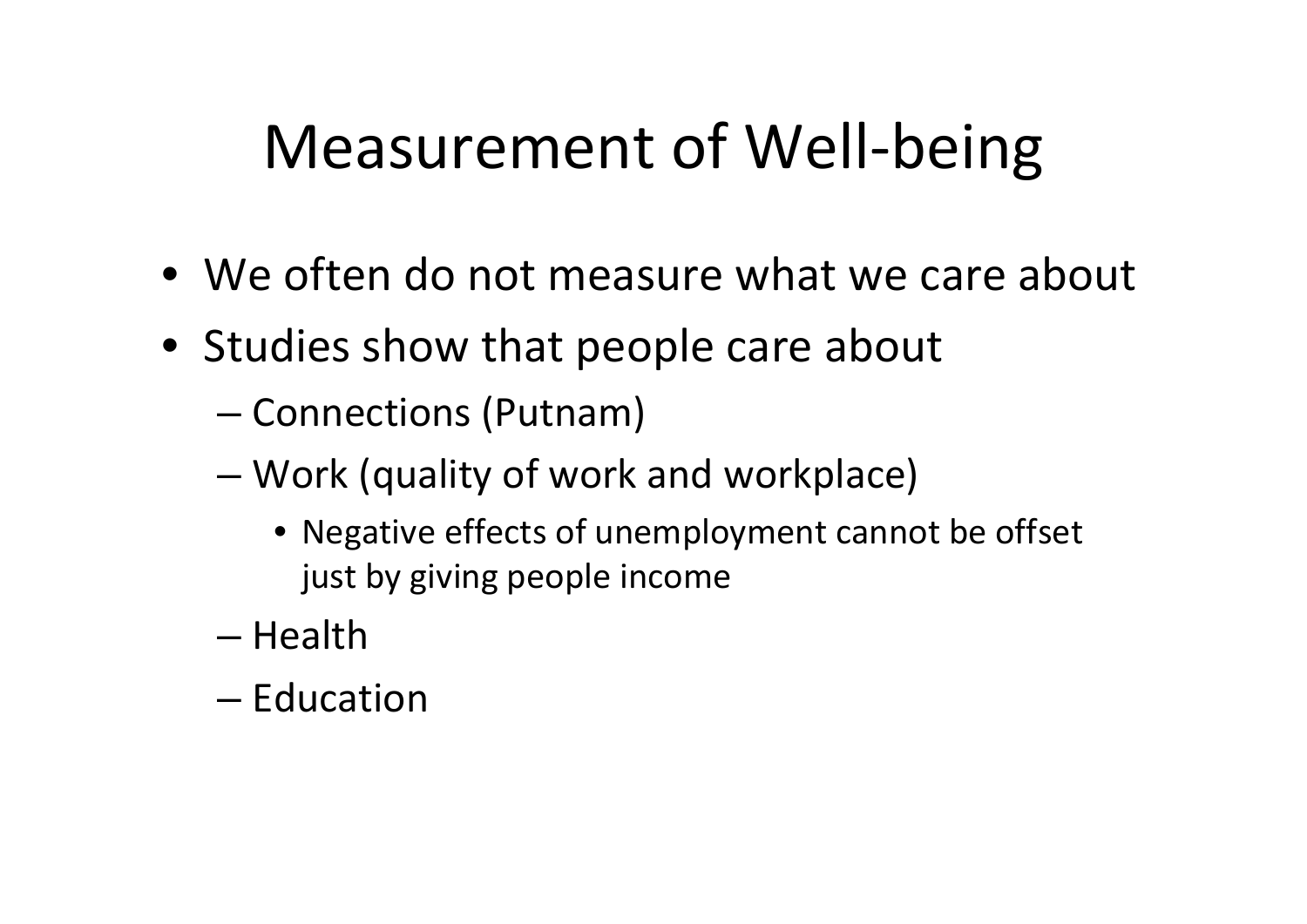# Measurement of Well-being

- We often do not measure what we care about
- Studies show that people care about
  - Connections (Putnam)
  - Work (quality of work and workplace)
    - Negative effects of unemployment cannot be offset just by giving people income
  - Health
  - Education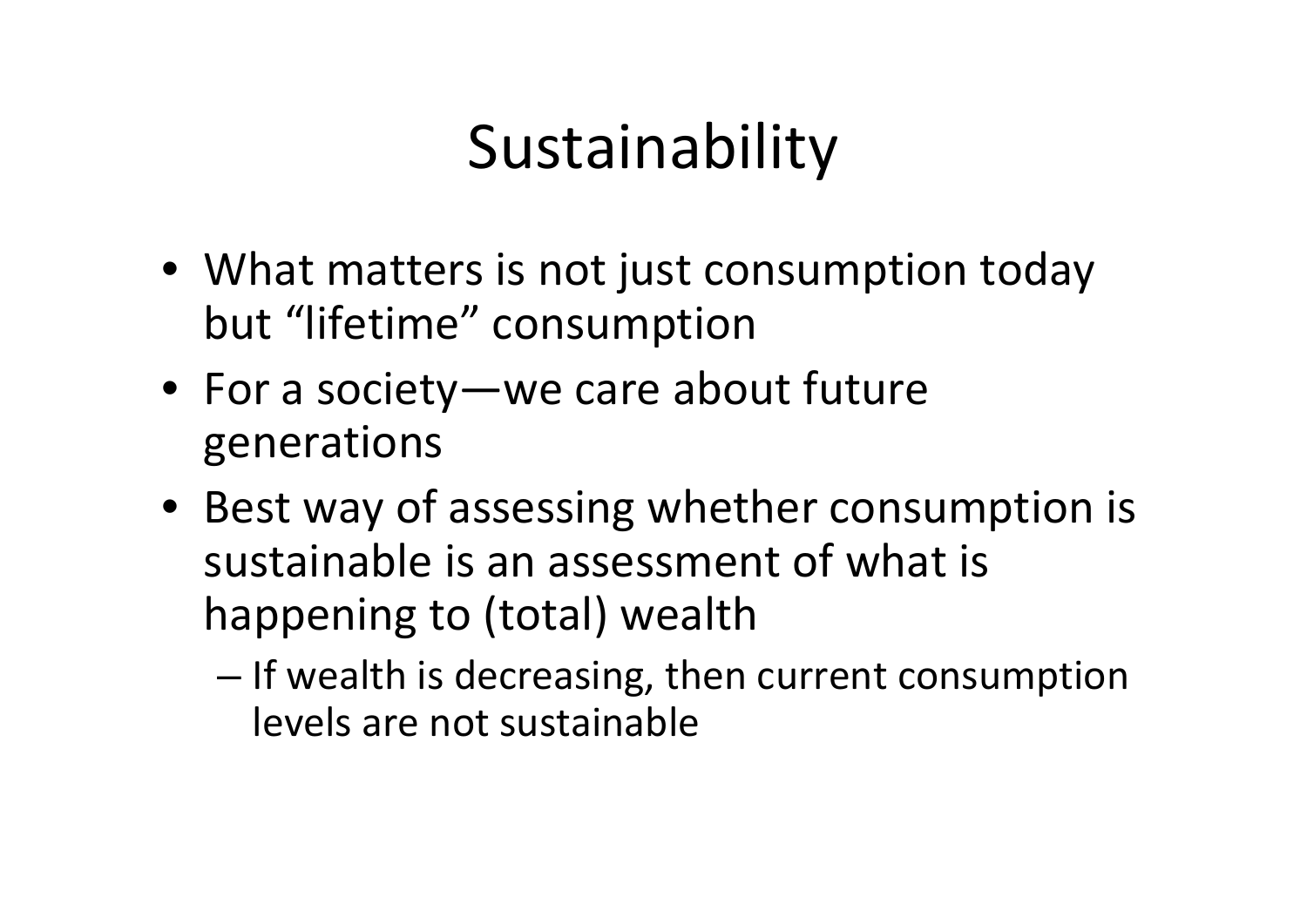# Sustainability

- What matters is not just consumption today but “lifetime” consumption
- For a society—we care about future generations
- Best way of assessing whether consumption is sustainable is an assessment of what is happening to (total) wealth
  - If wealth is decreasing, then current consumption levels are not sustainable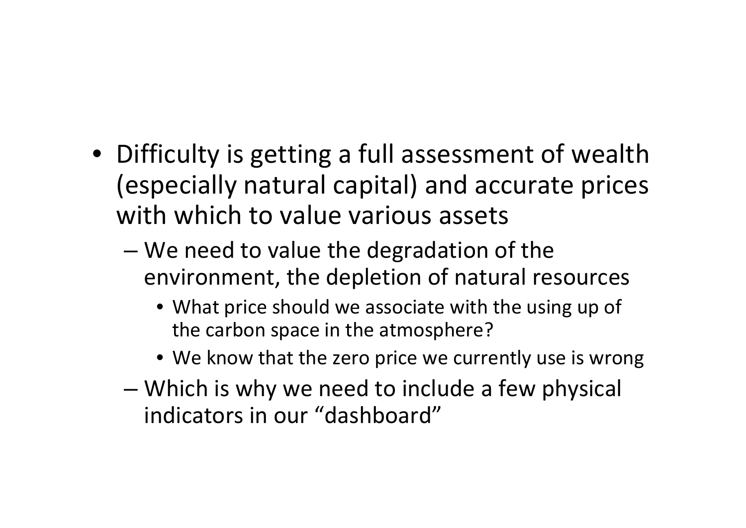- Difficulty is getting a full assessment of wealth (especially natural capital) and accurate prices with which to value various assets
  - We need to value the degradation of the environment, the depletion of natural resources
    - What price should we associate with the using up of the carbon space in the atmosphere?
    - We know that the zero price we currently use is wrong
  - Which is why we need to include a few physical indicators in our "dashboard"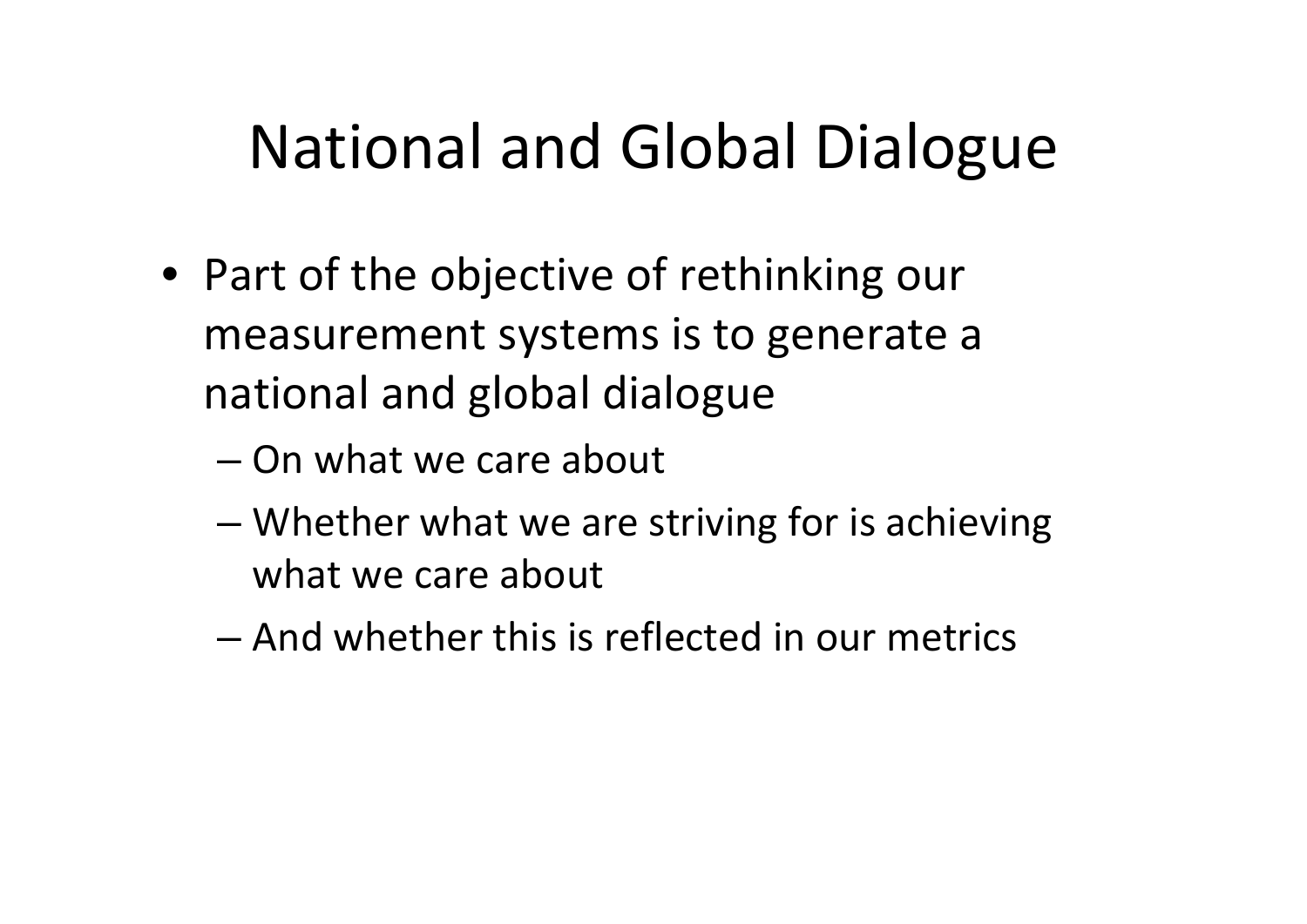# National and Global Dialogue

- Part of the objective of rethinking our measurement systems is to generate a national and global dialogue
  - On what we care about
  - Whether what we are striving for is achieving what we care about
  - And whether this is reflected in our metrics